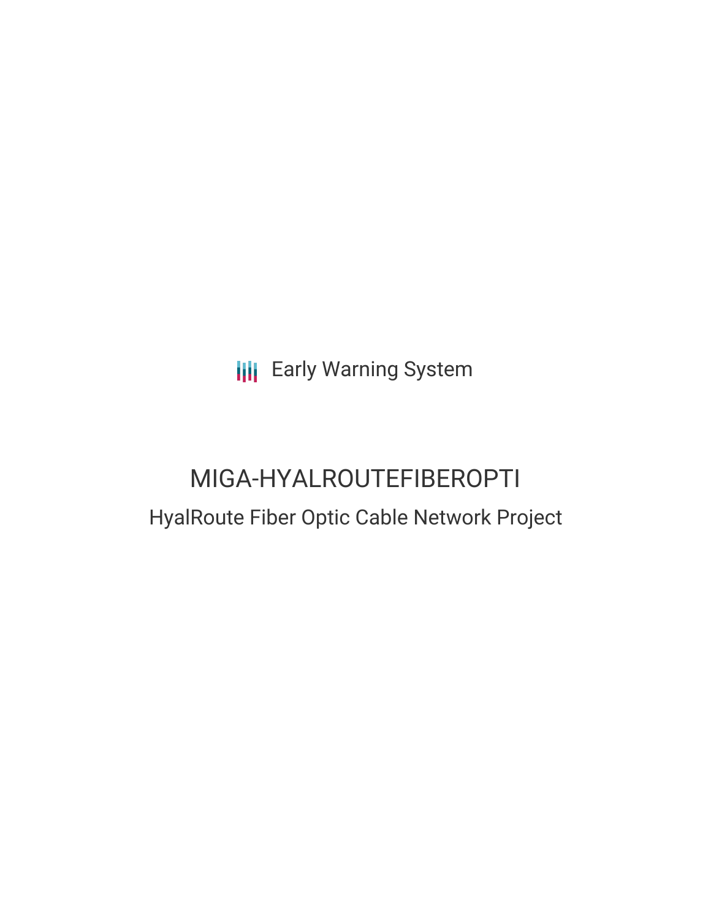Early Warning System

# MIGA-HYALROUTEFIBEROPTI

## HyalRoute Fiber Optic Cable Network Project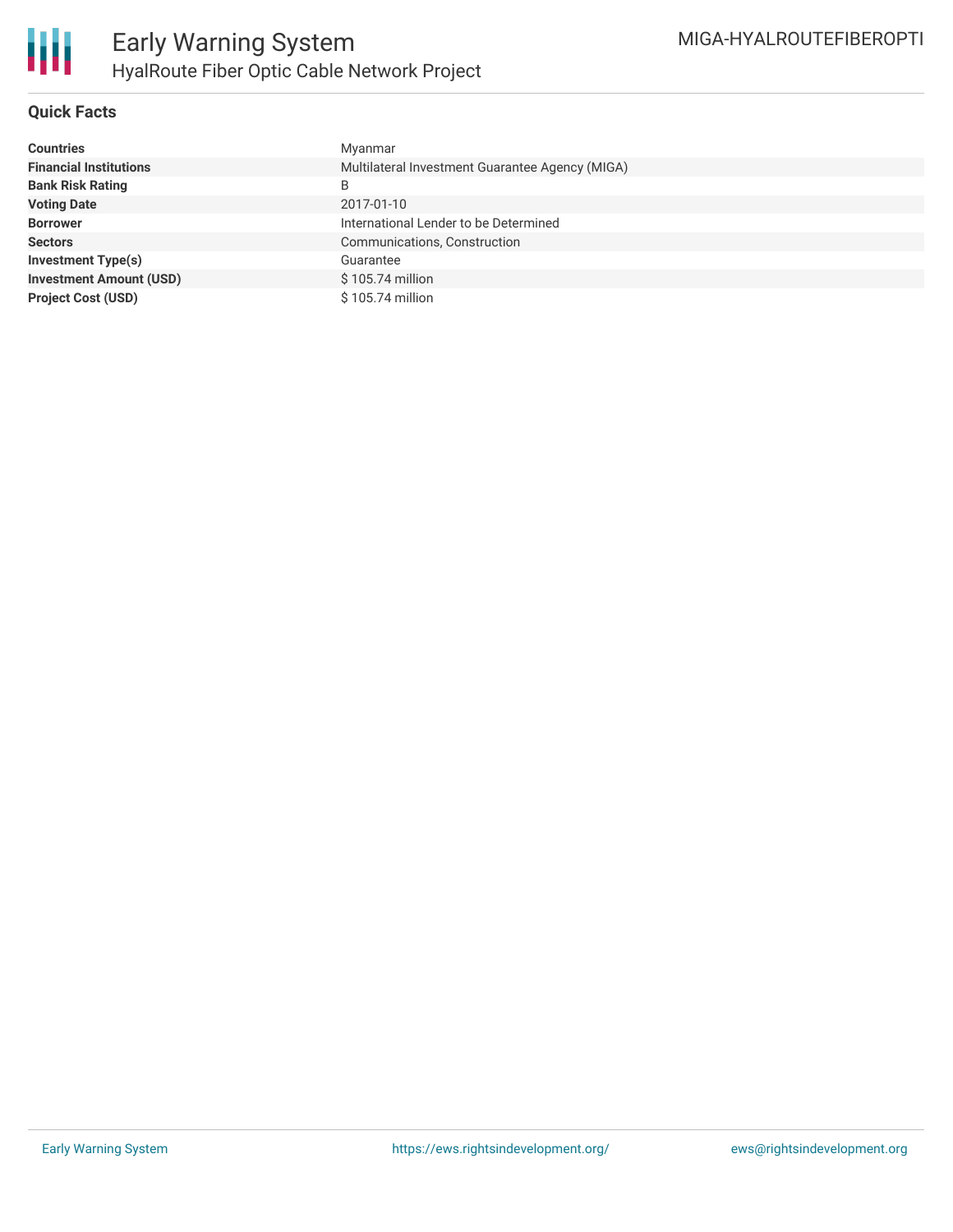## Quick Facts

| | |
|---|---|
| **Countries** | Myanmar |
| **Financial Institutions** | Multilateral Investment Guarantee Agency (MIGA) |
| **Bank Risk Rating** | B |
| **Voting Date** | 2017-01-10 |
| **Borrower** | International Lender to be Determined |
| **Sectors** | Communications, Construction |
| **Investment Type(s)** | Guarantee |
| **Investment Amount (USD)** | $ 105.74 million |
| **Project Cost (USD)** | $ 105.74 million |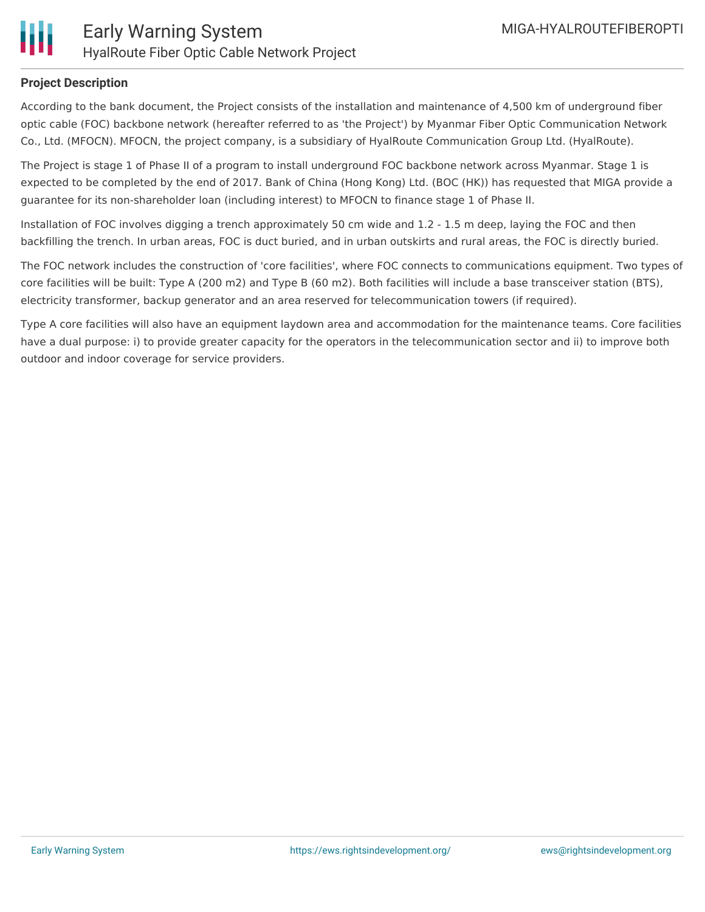**Project Description**

According to the bank document, the Project consists of the installation and maintenance of 4,500 km of underground fiber optic cable (FOC) backbone network (hereafter referred to as 'the Project') by Myanmar Fiber Optic Communication Network Co., Ltd. (MFOCN). MFOCN, the project company, is a subsidiary of HyalRoute Communication Group Ltd. (HyalRoute).

The Project is stage 1 of Phase II of a program to install underground FOC backbone network across Myanmar. Stage 1 is expected to be completed by the end of 2017. Bank of China (Hong Kong) Ltd. (BOC (HK)) has requested that MIGA provide a guarantee for its non-shareholder loan (including interest) to MFOCN to finance stage 1 of Phase II.

Installation of FOC involves digging a trench approximately 50 cm wide and 1.2 - 1.5 m deep, laying the FOC and then backfilling the trench. In urban areas, FOC is duct buried, and in urban outskirts and rural areas, the FOC is directly buried.

The FOC network includes the construction of 'core facilities', where FOC connects to communications equipment. Two types of core facilities will be built: Type A (200 m2) and Type B (60 m2). Both facilities will include a base transceiver station (BTS), electricity transformer, backup generator and an area reserved for telecommunication towers (if required).

Type A core facilities will also have an equipment laydown area and accommodation for the maintenance teams. Core facilities have a dual purpose: i) to provide greater capacity for the operators in the telecommunication sector and ii) to improve both outdoor and indoor coverage for service providers.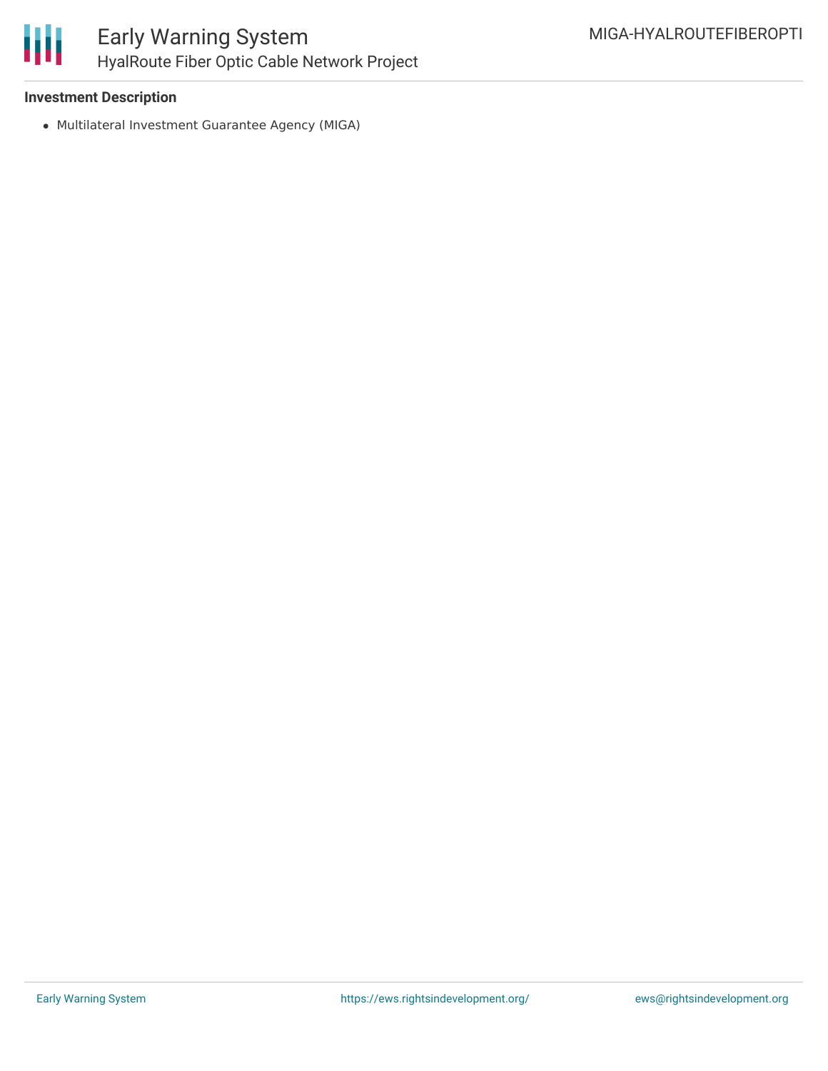**Investment Description**

- Multilateral Investment Guarantee Agency (MIGA)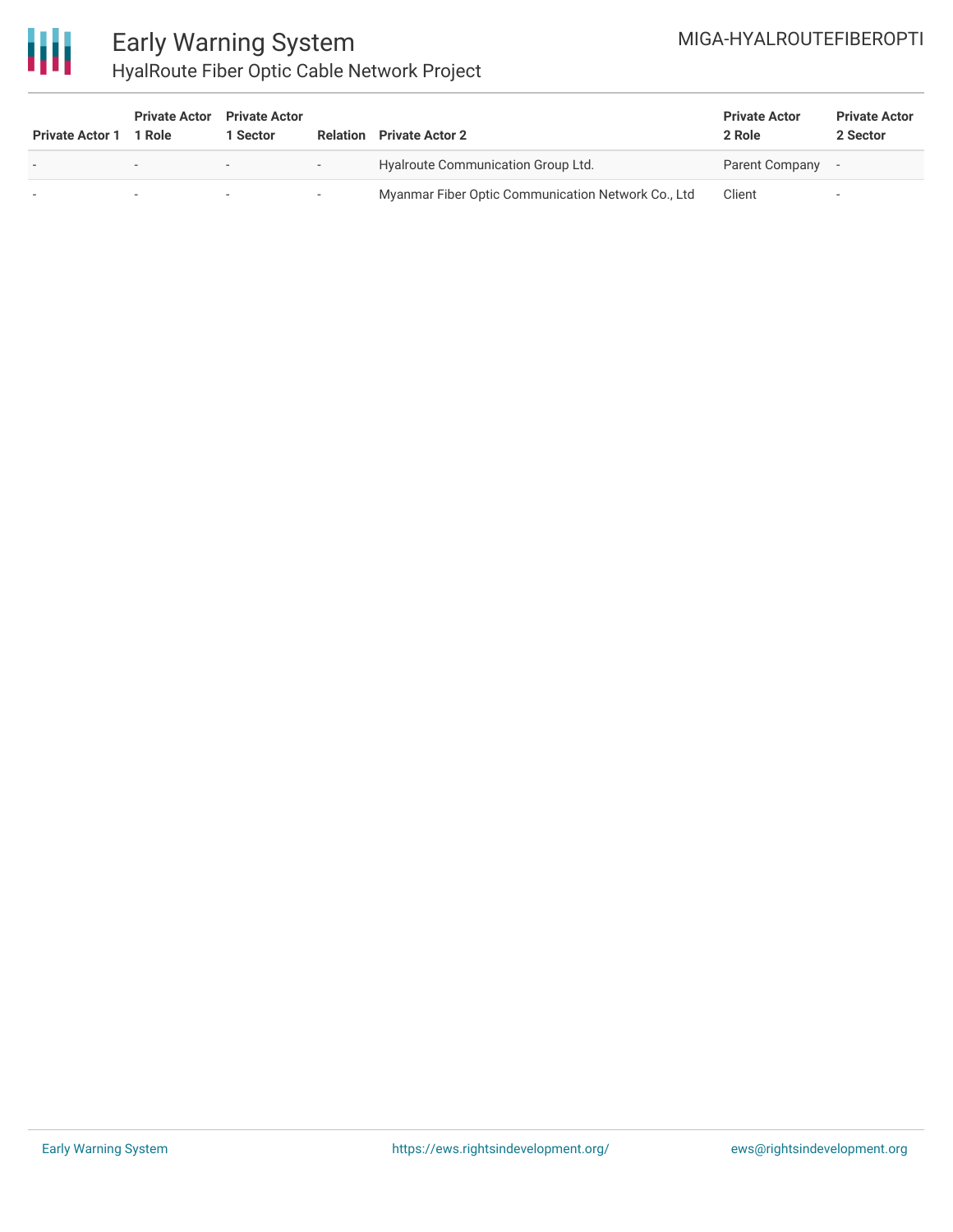| Private Actor 1 | Private Actor 1 Role | Private Actor 1 Sector | Relation | Private Actor 2 | Private Actor 2 Role | Private Actor 2 Sector |
|---|---|---|---|---|---|---|
| - | - | - | - | Hyalroute Communication Group Ltd. | Parent Company | - |
| - | - | - | - | Myanmar Fiber Optic Communication Network Co., Ltd | Client | - |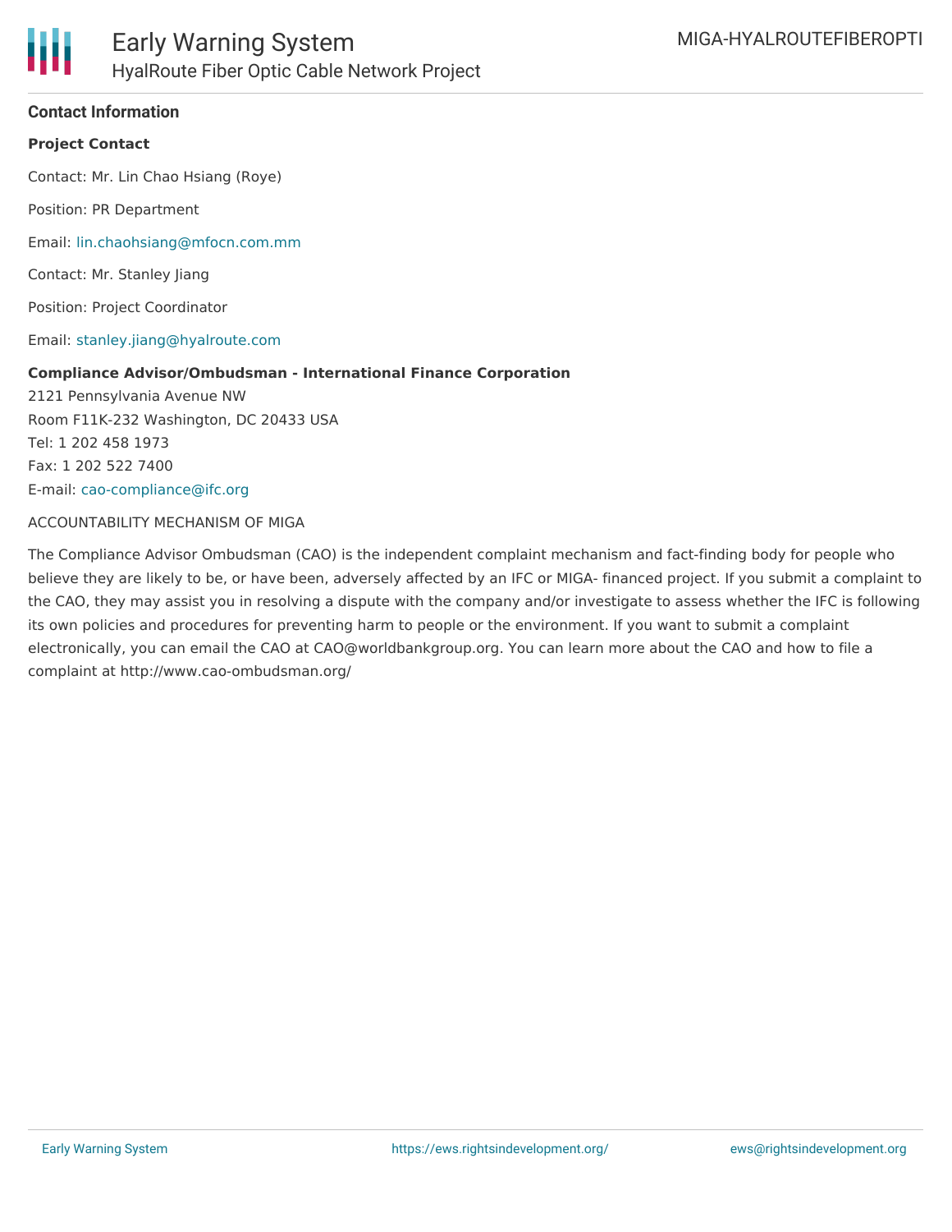## Contact Information

**Project Contact**

Contact: Mr. Lin Chao Hsiang (Roye)

Position: PR Department

Email: lin.chaohsiang@mfocn.com.mm

Contact: Mr. Stanley Jiang

Position: Project Coordinator

Email: stanley.jiang@hyalroute.com

**Compliance Advisor/Ombudsman - International Finance Corporation**
2121 Pennsylvania Avenue NW
Room F11K-232 Washington, DC 20433 USA
Tel: 1 202 458 1973
Fax: 1 202 522 7400
E-mail: cao-compliance@ifc.org

ACCOUNTABILITY MECHANISM OF MIGA

The Compliance Advisor Ombudsman (CAO) is the independent complaint mechanism and fact-finding body for people who believe they are likely to be, or have been, adversely affected by an IFC or MIGA- financed project. If you submit a complaint to the CAO, they may assist you in resolving a dispute with the company and/or investigate to assess whether the IFC is following its own policies and procedures for preventing harm to people or the environment. If you want to submit a complaint electronically, you can email the CAO at CAO@worldbankgroup.org. You can learn more about the CAO and how to file a complaint at http://www.cao-ombudsman.org/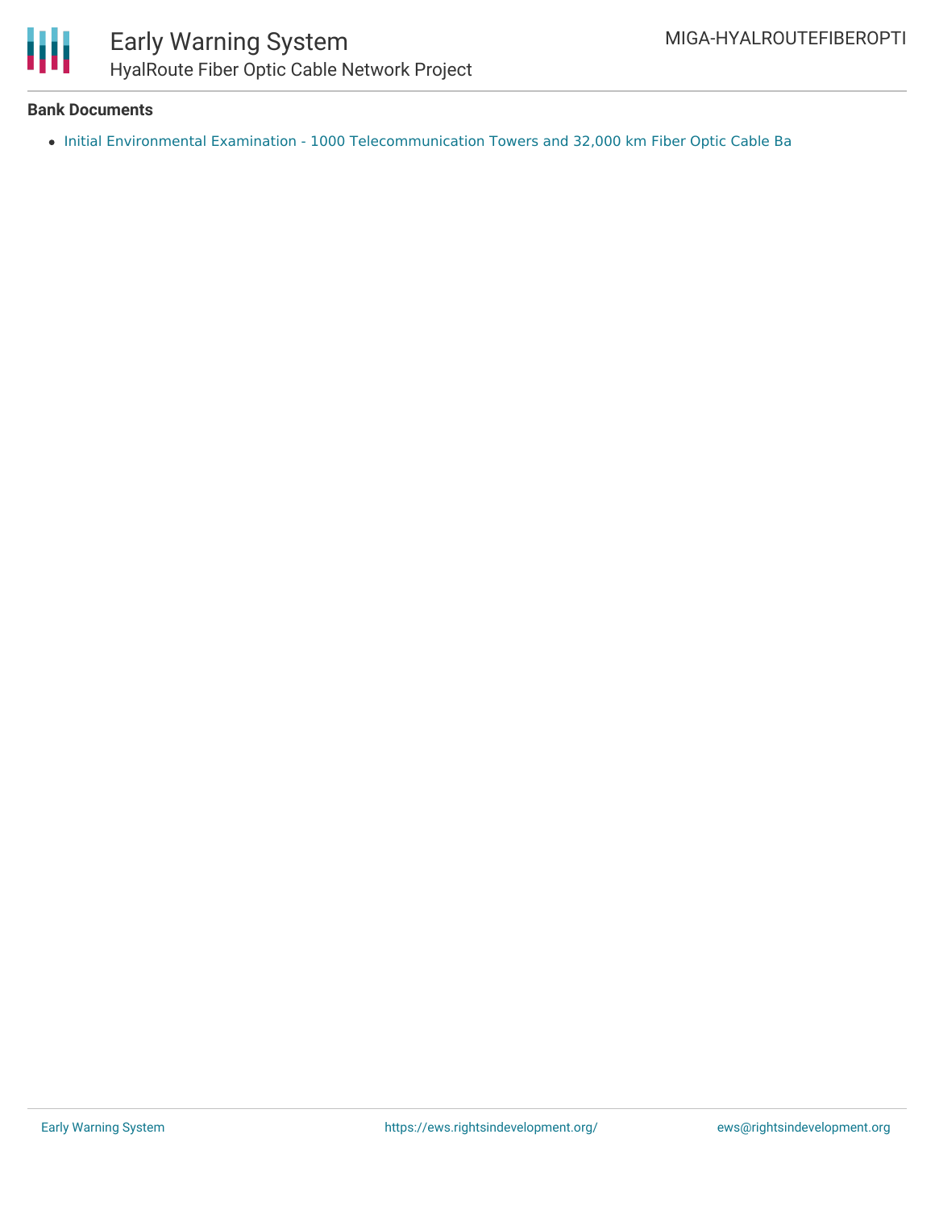**Bank Documents**

- Initial Environmental Examination - 1000 Telecommunication Towers and 32,000 km Fiber Optic Cable Ba